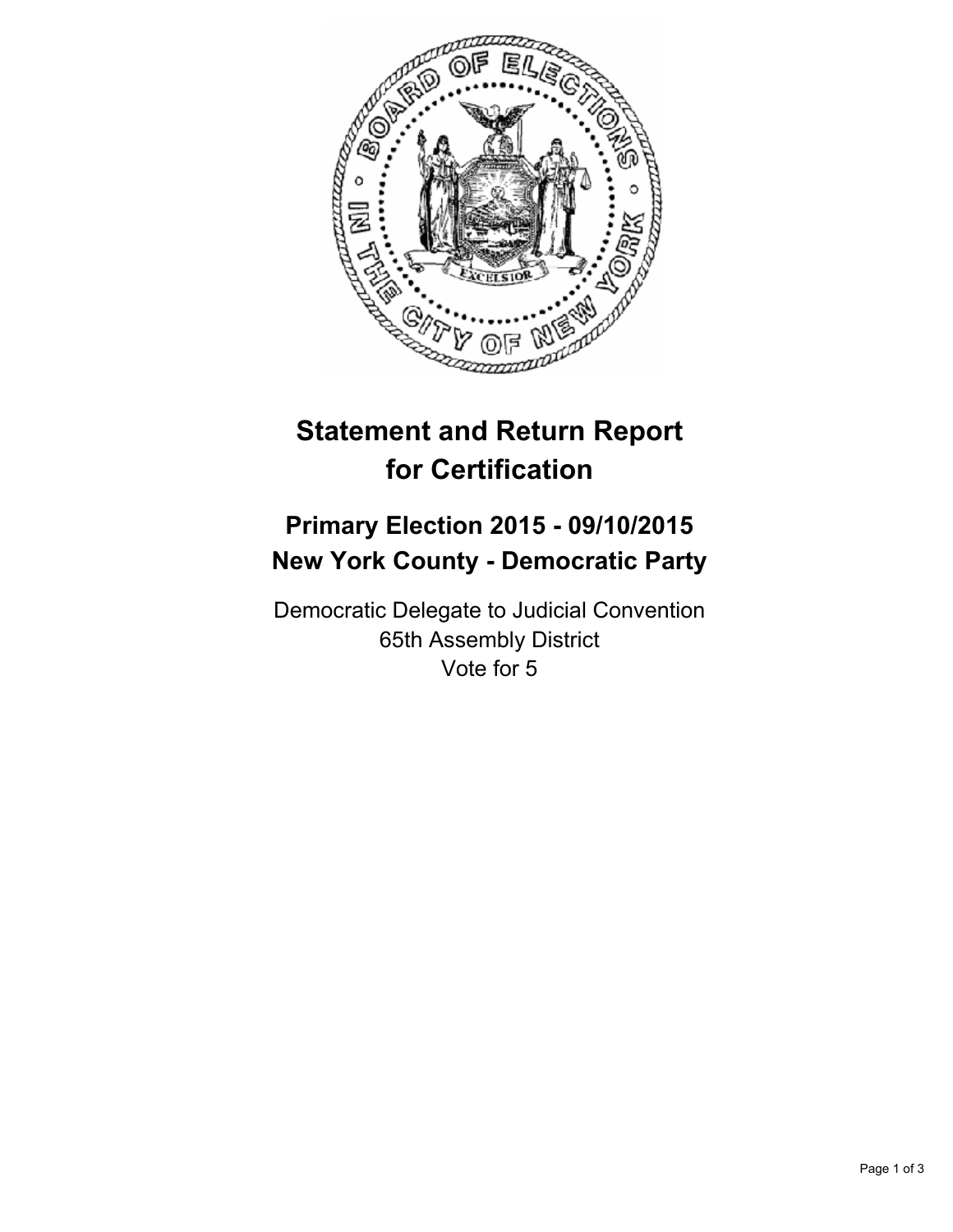# Statement and Return Report for Certification

## Primary Election 2015 - 09/10/2015
## New York County - Democratic Party

Democratic Delegate to Judicial Convention
65th Assembly District
Vote for 5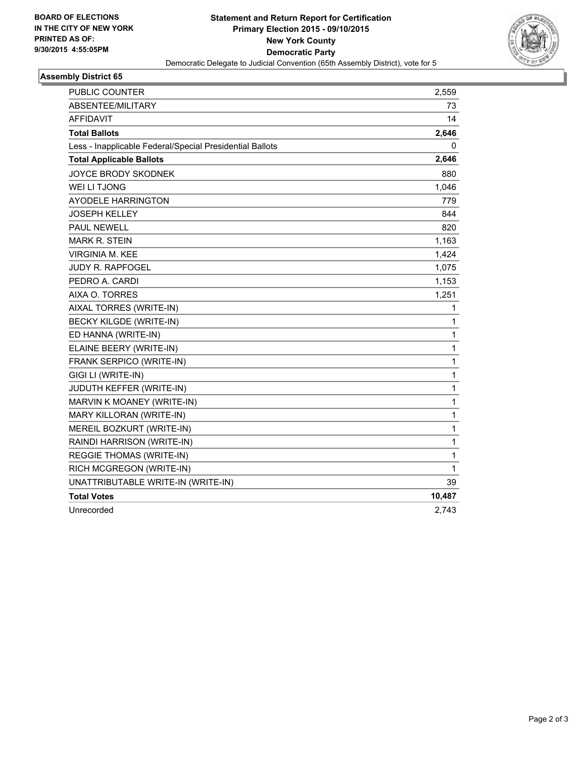BOARD OF ELECTIONS
IN THE CITY OF NEW YORK
PRINTED AS OF:
9/30/2015 4:55:05PM

**Statement and Return Report for Certification**
**Primary Election 2015 - 09/10/2015**
**New York County**
**Democratic Party**
Democratic Delegate to Judicial Convention (65th Assembly District), vote for 5

## Assembly District 65

| | |
|---|---|
| PUBLIC COUNTER | 2,559 |
| ABSENTEE/MILITARY | 73 |
| AFFIDAVIT | 14 |
| **Total Ballots** | **2,646** |
| Less - Inapplicable Federal/Special Presidential Ballots | 0 |
| **Total Applicable Ballots** | **2,646** |
| JOYCE BRODY SKODNEK | 880 |
| WEI LI TJONG | 1,046 |
| AYODELE HARRINGTON | 779 |
| JOSEPH KELLEY | 844 |
| PAUL NEWELL | 820 |
| MARK R. STEIN | 1,163 |
| VIRGINIA M. KEE | 1,424 |
| JUDY R. RAPFOGEL | 1,075 |
| PEDRO A. CARDI | 1,153 |
| AIXA O. TORRES | 1,251 |
| AIXAL TORRES (WRITE-IN) | 1 |
| BECKY KILGDE (WRITE-IN) | 1 |
| ED HANNA (WRITE-IN) | 1 |
| ELAINE BEERY (WRITE-IN) | 1 |
| FRANK SERPICO (WRITE-IN) | 1 |
| GIGI LI (WRITE-IN) | 1 |
| JUDUTH KEFFER (WRITE-IN) | 1 |
| MARVIN K MOANEY (WRITE-IN) | 1 |
| MARY KILLORAN (WRITE-IN) | 1 |
| MEREIL BOZKURT (WRITE-IN) | 1 |
| RAINDI HARRISON (WRITE-IN) | 1 |
| REGGIE THOMAS (WRITE-IN) | 1 |
| RICH MCGREGON (WRITE-IN) | 1 |
| UNATTRIBUTABLE WRITE-IN (WRITE-IN) | 39 |
| **Total Votes** | **10,487** |
| Unrecorded | 2,743 |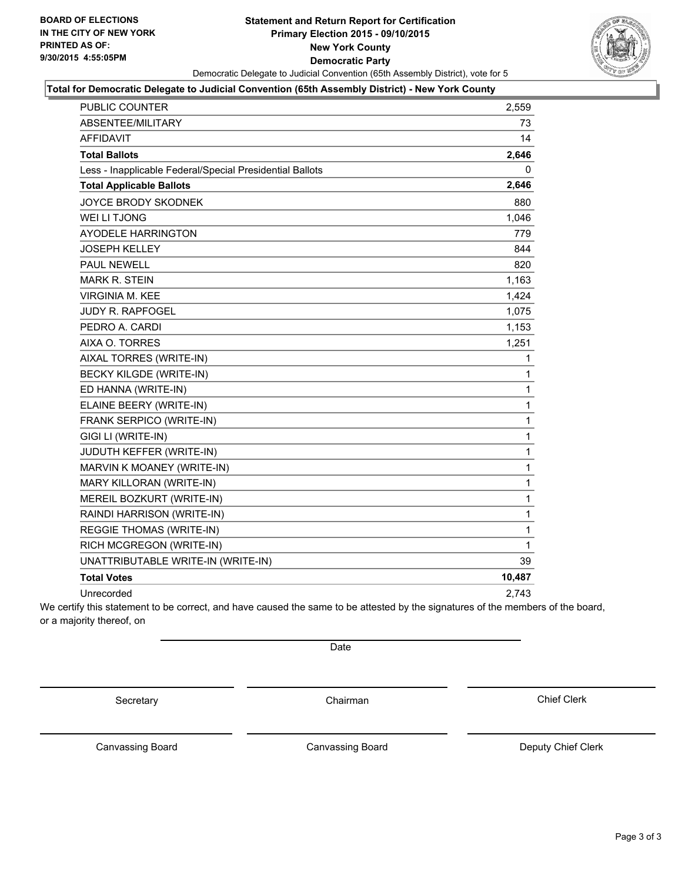**BOARD OF ELECTIONS IN THE CITY OF NEW YORK PRINTED AS OF: 9/30/2015 4:55:05PM**

# Statement and Return Report for Certification
## Primary Election 2015 - 09/10/2015
## New York County
## Democratic Party

Democratic Delegate to Judicial Convention (65th Assembly District), vote for 5

### Total for Democratic Delegate to Judicial Convention (65th Assembly District) - New York County

| | |
|---|---|
| PUBLIC COUNTER | 2,559 |
| ABSENTEE/MILITARY | 73 |
| AFFIDAVIT | 14 |
| **Total Ballots** | **2,646** |
| Less - Inapplicable Federal/Special Presidential Ballots | 0 |
| **Total Applicable Ballots** | **2,646** |
| JOYCE BRODY SKODNEK | 880 |
| WEI LI TJONG | 1,046 |
| AYODELE HARRINGTON | 779 |
| JOSEPH KELLEY | 844 |
| PAUL NEWELL | 820 |
| MARK R. STEIN | 1,163 |
| VIRGINIA M. KEE | 1,424 |
| JUDY R. RAPFOGEL | 1,075 |
| PEDRO A. CARDI | 1,153 |
| AIXA O. TORRES | 1,251 |
| AIXAL TORRES (WRITE-IN) | 1 |
| BECKY KILGDE (WRITE-IN) | 1 |
| ED HANNA (WRITE-IN) | 1 |
| ELAINE BEERY (WRITE-IN) | 1 |
| FRANK SERPICO (WRITE-IN) | 1 |
| GIGI LI (WRITE-IN) | 1 |
| JUDUTH KEFFER (WRITE-IN) | 1 |
| MARVIN K MOANEY (WRITE-IN) | 1 |
| MARY KILLORAN (WRITE-IN) | 1 |
| MEREIL BOZKURT (WRITE-IN) | 1 |
| RAINDI HARRISON (WRITE-IN) | 1 |
| REGGIE THOMAS (WRITE-IN) | 1 |
| RICH MCGREGON (WRITE-IN) | 1 |
| UNATTRIBUTABLE WRITE-IN (WRITE-IN) | 39 |
| **Total Votes** | **10,487** |
| Unrecorded | 2,743 |

We certify this statement to be correct, and have caused the same to be attested by the signatures of the members of the board, or a majority thereof, on

Date

Secretary | Chairman | Chief Clerk

Canvassing Board | Canvassing Board | Deputy Chief Clerk